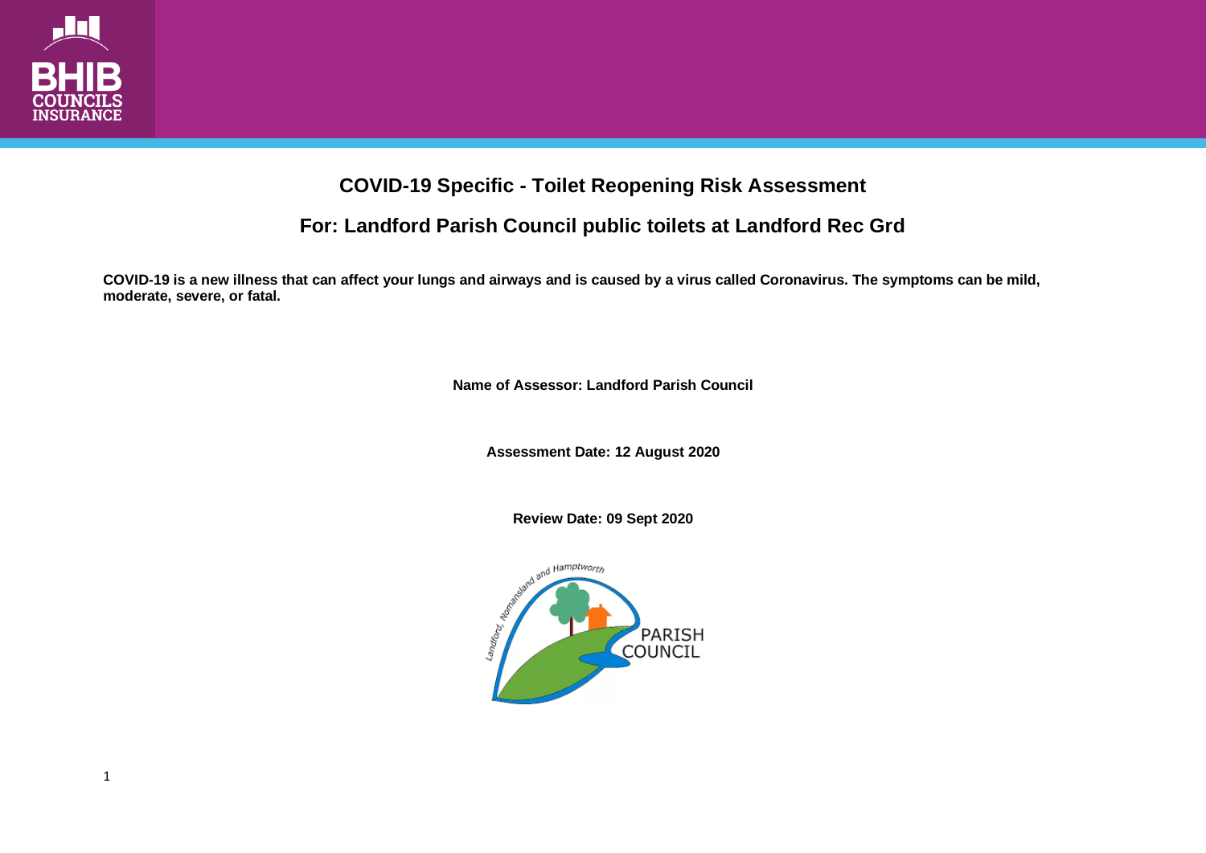# COVID-19 Specific - Toilet Reopening Risk Assessment

## For: Landford Parish Council public toilets at Landford Rec Grd

**COVID-19 is a new illness that can affect your lungs and airways and is caused by a virus called Coronavirus. The symptoms can be mild, moderate, severe, or fatal.**

**Name of Assessor: Landford Parish Council**

**Assessment Date: 12 August 2020**

**Review Date: 09 Sept 2020**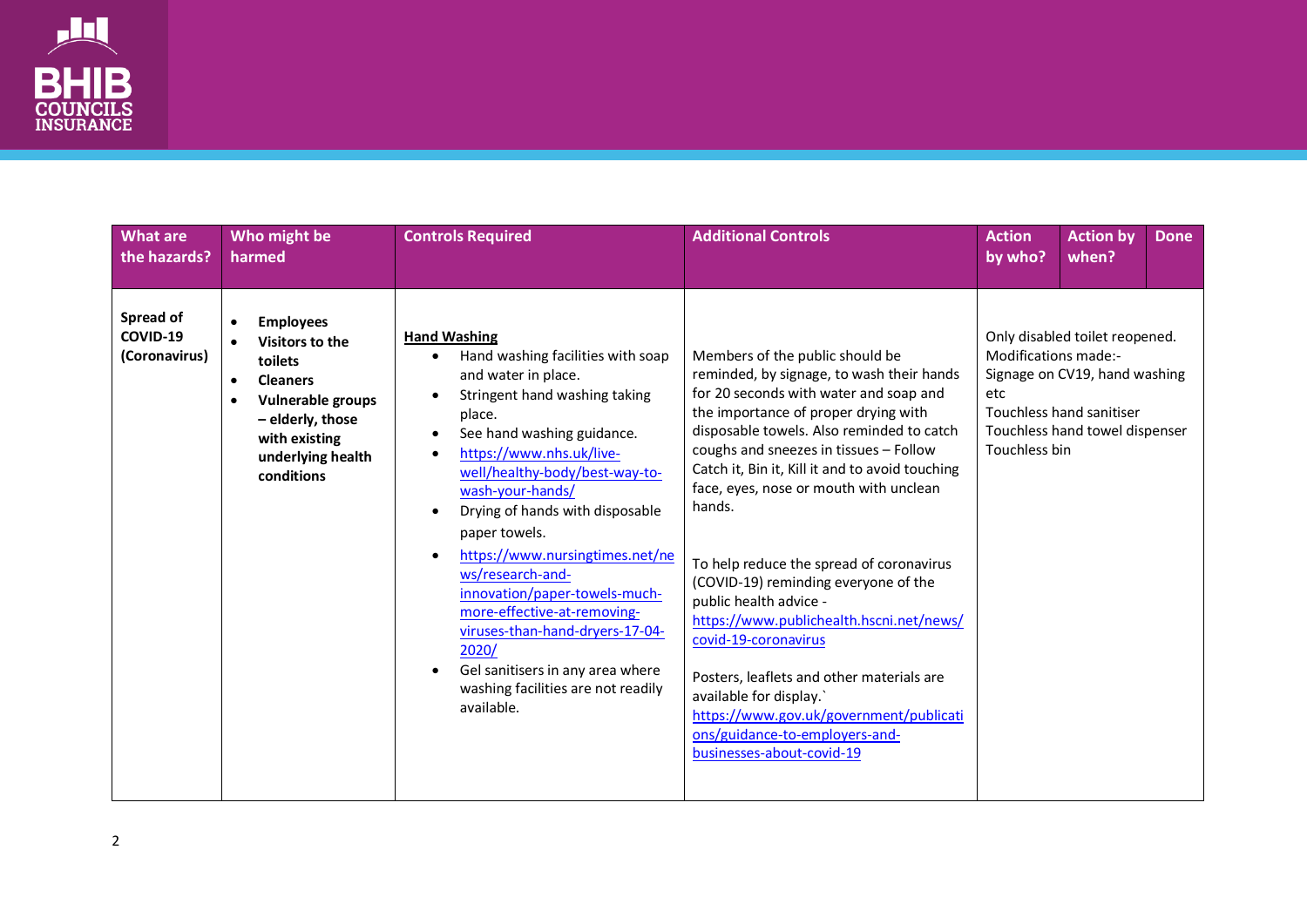| What are the hazards? | Who might be harmed | Controls Required | Additional Controls | Action by who? | Action by when? | Done |
|---|---|---|---|---|---|---|
| **Spread of COVID-19 (Coronavirus)** | • **Employees**<br>• **Visitors to the toilets**<br>• **Cleaners**<br>• **Vulnerable groups – elderly, those with existing underlying health conditions** | **Hand Washing**<br>• Hand washing facilities with soap and water in place.<br>• Stringent hand washing taking place.<br>• See hand washing guidance.<br>• https://www.nhs.uk/live-well/healthy-body/best-way-to-wash-your-hands/<br>• Drying of hands with disposable paper towels.<br>• https://www.nursingtimes.net/news/research-and-innovation/paper-towels-much-more-effective-at-removing-viruses-than-hand-dryers-17-04-2020/<br>• Gel sanitisers in any area where washing facilities are not readily available. | Members of the public should be reminded, by signage, to wash their hands for 20 seconds with water and soap and the importance of proper drying with disposable towels. Also reminded to catch coughs and sneezes in tissues – Follow Catch it, Bin it, Kill it and to avoid touching face, eyes, nose or mouth with unclean hands.<br><br>To help reduce the spread of coronavirus (COVID-19) reminding everyone of the public health advice - https://www.publichealth.hscni.net/news/covid-19-coronavirus<br><br>Posters, leaflets and other materials are available for display.`<br>https://www.gov.uk/government/publications/guidance-to-employers-and-businesses-about-covid-19 | Only disabled toilet reopened.<br>Modifications made:-<br>Signage on CV19, hand washing etc<br>Touchless hand sanitiser<br>Touchless hand towel dispenser<br>Touchless bin | | |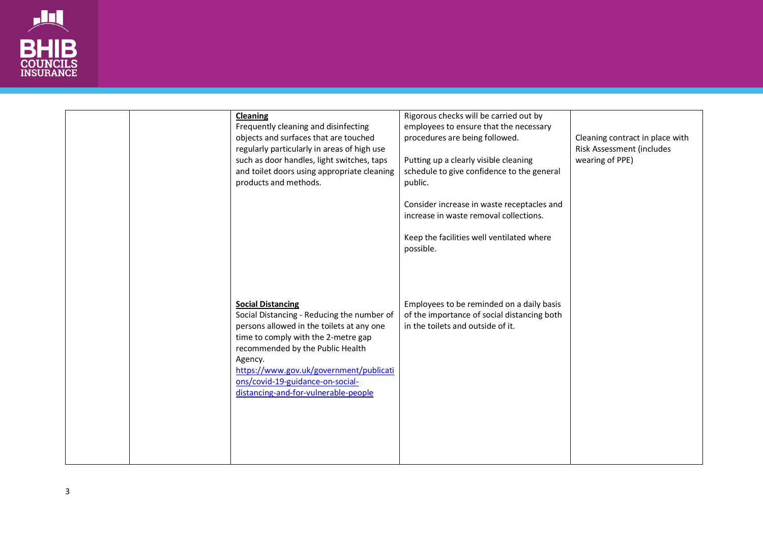|  |  |  |  |  |
|---|---|---|---|---|
|  |  | **Cleaning**<br>Frequently cleaning and disinfecting objects and surfaces that are touched regularly particularly in areas of high use such as door handles, light switches, taps and toilet doors using appropriate cleaning products and methods. | Rigorous checks will be carried out by employees to ensure that the necessary procedures are being followed.<br><br>Putting up a clearly visible cleaning schedule to give confidence to the general public.<br><br>Consider increase in waste receptacles and increase in waste removal collections.<br><br>Keep the facilities well ventilated where possible. | Cleaning contract in place with Risk Assessment (includes wearing of PPE) |
|  |  | **Social Distancing**<br>Social Distancing - Reducing the number of persons allowed in the toilets at any one time to comply with the 2-metre gap recommended by the Public Health Agency.<br>https://www.gov.uk/government/publications/covid-19-guidance-on-social-distancing-and-for-vulnerable-people | Employees to be reminded on a daily basis of the importance of social distancing both in the toilets and outside of it. |  |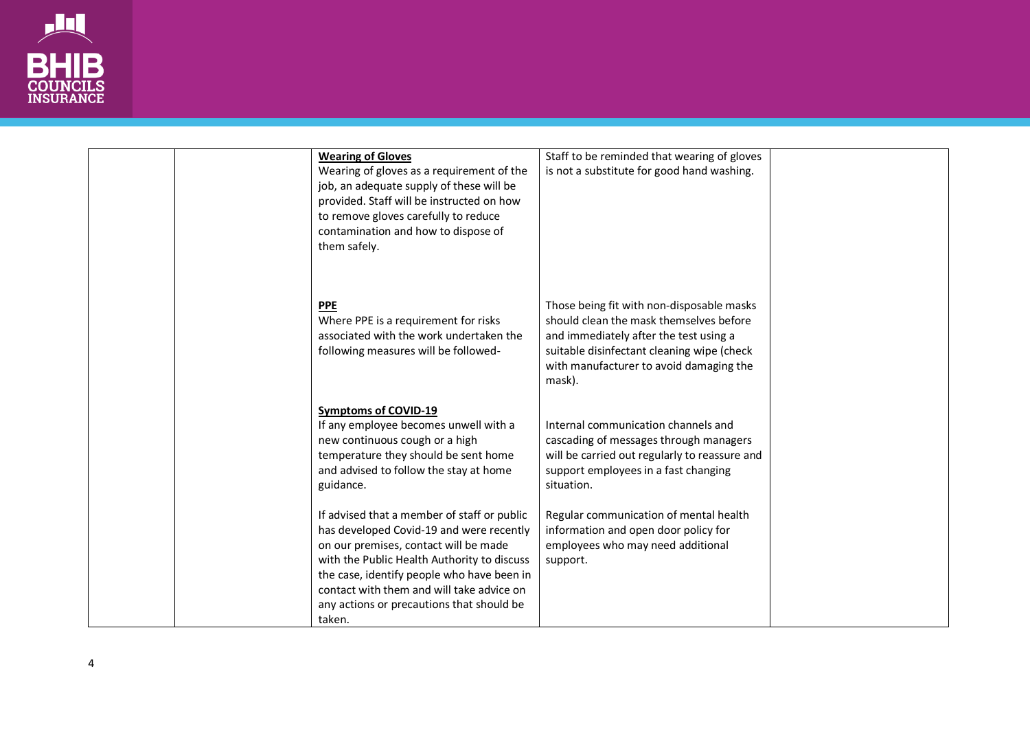| | | | | |
|---|---|---|---|---|
| | | **Wearing of Gloves**<br>Wearing of gloves as a requirement of the job, an adequate supply of these will be provided. Staff will be instructed on how to remove gloves carefully to reduce contamination and how to dispose of them safely.<br><br>**PPE**<br>Where PPE is a requirement for risks associated with the work undertaken the following measures will be followed-<br><br>**Symptoms of COVID-19**<br>If any employee becomes unwell with a new continuous cough or a high temperature they should be sent home and advised to follow the stay at home guidance.<br><br>If advised that a member of staff or public has developed Covid-19 and were recently on our premises, contact will be made with the Public Health Authority to discuss the case, identify people who have been in contact with them and will take advice on any actions or precautions that should be taken. | Staff to be reminded that wearing of gloves is not a substitute for good hand washing.<br><br>Those being fit with non-disposable masks should clean the mask themselves before and immediately after the test using a suitable disinfectant cleaning wipe (check with manufacturer to avoid damaging the mask).<br><br>Internal communication channels and cascading of messages through managers will be carried out regularly to reassure and support employees in a fast changing situation.<br><br>Regular communication of mental health information and open door policy for employees who may need additional support. | |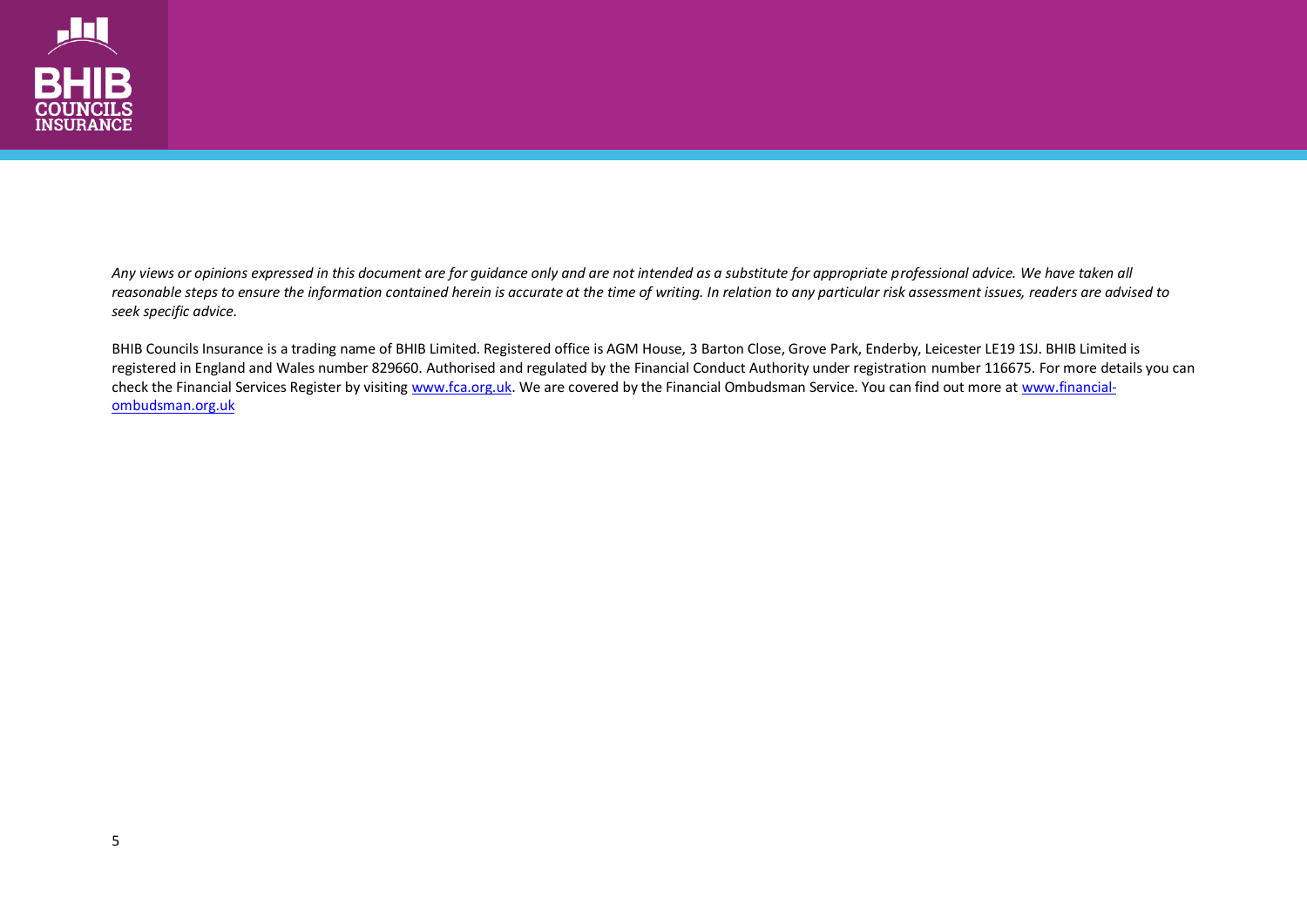*Any views or opinions expressed in this document are for guidance only and are not intended as a substitute for appropriate professional advice. We have taken all reasonable steps to ensure the information contained herein is accurate at the time of writing. In relation to any particular risk assessment issues, readers are advised to seek specific advice.*

BHIB Councils Insurance is a trading name of BHIB Limited. Registered office is AGM House, 3 Barton Close, Grove Park, Enderby, Leicester LE19 1SJ. BHIB Limited is registered in England and Wales number 829660. Authorised and regulated by the Financial Conduct Authority under registration number 116675. For more details you can check the Financial Services Register by visiting [www.fca.org.uk](www.fca.org.uk). We are covered by the Financial Ombudsman Service. You can find out more at [www.financial-ombudsman.org.uk](www.financial-ombudsman.org.uk)